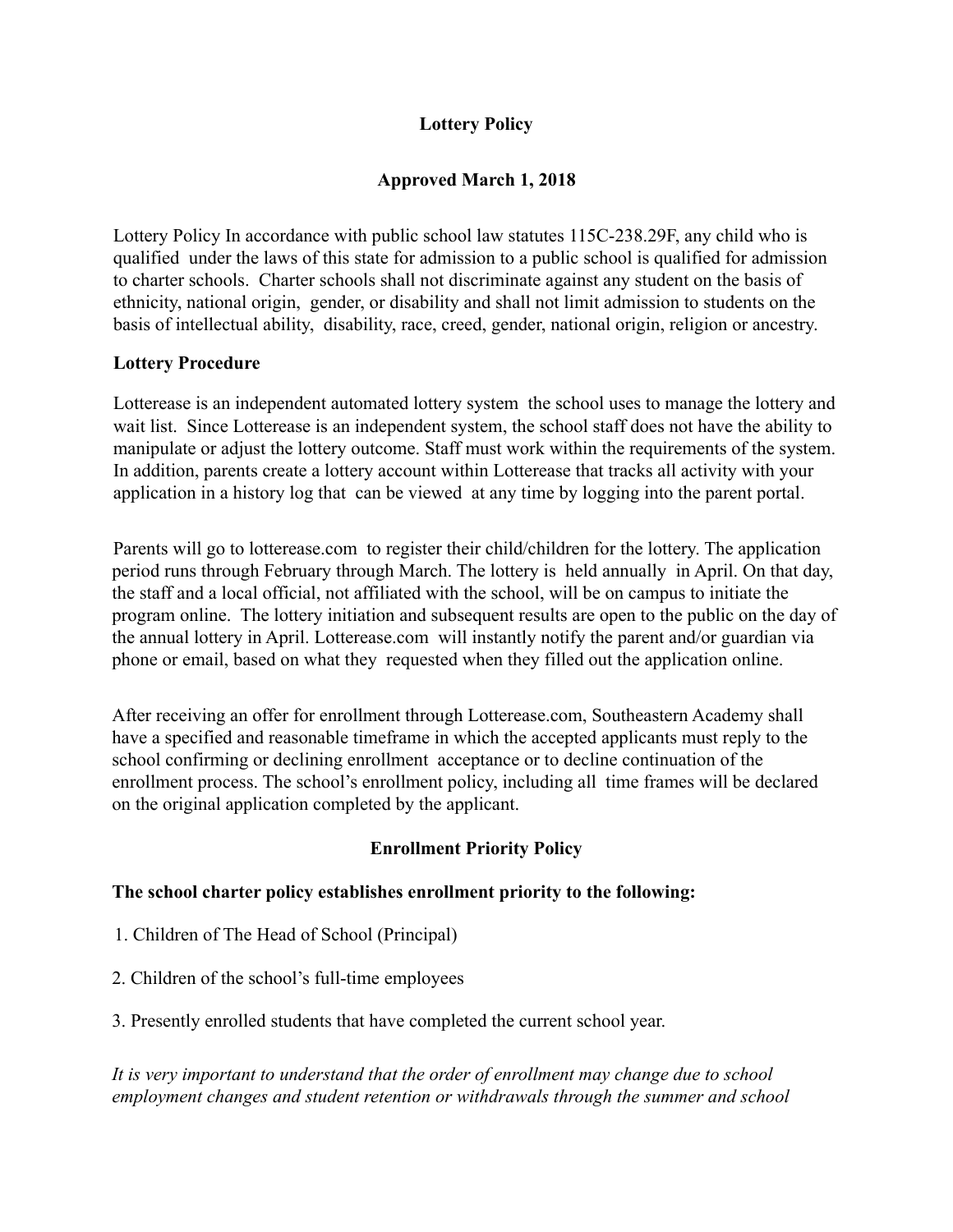# Lottery Policy

## Approved March 1, 2018

Lottery Policy In accordance with public school law statutes 115C-238.29F, any child who is qualified under the laws of this state for admission to a public school is qualified for admission to charter schools. Charter schools shall not discriminate against any student on the basis of ethnicity, national origin, gender, or disability and shall not limit admission to students on the basis of intellectual ability, disability, race, creed, gender, national origin, religion or ancestry.

### Lottery Procedure

Lotterease is an independent automated lottery system the school uses to manage the lottery and wait list. Since Lotterease is an independent system, the school staff does not have the ability to manipulate or adjust the lottery outcome. Staff must work within the requirements of the system. In addition, parents create a lottery account within Lotterease that tracks all activity with your application in a history log that can be viewed at any time by logging into the parent portal.

Parents will go to lotterease.com to register their child/children for the lottery. The application period runs through February through March. The lottery is held annually in April. On that day, the staff and a local official, not affiliated with the school, will be on campus to initiate the program online. The lottery initiation and subsequent results are open to the public on the day of the annual lottery in April. Lotterease.com will instantly notify the parent and/or guardian via phone or email, based on what they requested when they filled out the application online.

After receiving an offer for enrollment through Lotterease.com, Southeastern Academy shall have a specified and reasonable timeframe in which the accepted applicants must reply to the school confirming or declining enrollment acceptance or to decline continuation of the enrollment process. The school's enrollment policy, including all time frames will be declared on the original application completed by the applicant.

## Enrollment Priority Policy

**The school charter policy establishes enrollment priority to the following:**

1. Children of The Head of School (Principal)
2. Children of the school's full-time employees
3. Presently enrolled students that have completed the current school year.

*It is very important to understand that the order of enrollment may change due to school employment changes and student retention or withdrawals through the summer and school*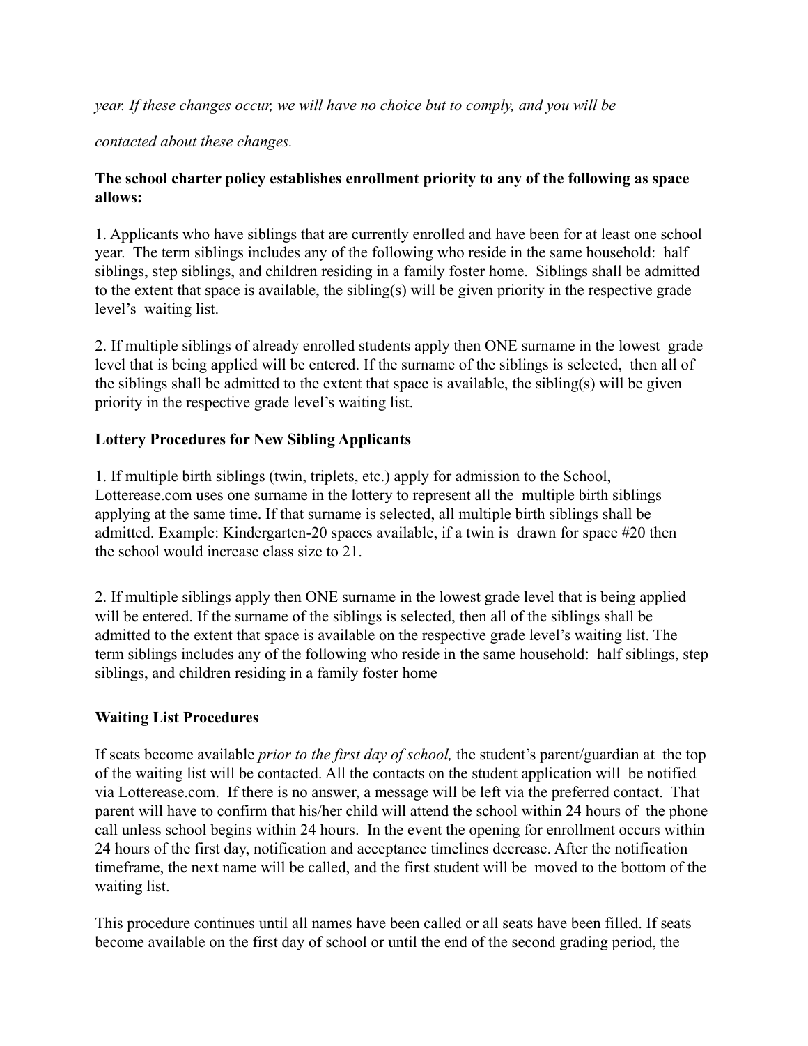*year. If these changes occur, we will have no choice but to comply, and you will be contacted about these changes.*

**The school charter policy establishes enrollment priority to any of the following as space allows:**

1. Applicants who have siblings that are currently enrolled and have been for at least one school year. The term siblings includes any of the following who reside in the same household: half siblings, step siblings, and children residing in a family foster home. Siblings shall be admitted to the extent that space is available, the sibling(s) will be given priority in the respective grade level's waiting list.

2. If multiple siblings of already enrolled students apply then ONE surname in the lowest grade level that is being applied will be entered. If the surname of the siblings is selected, then all of the siblings shall be admitted to the extent that space is available, the sibling(s) will be given priority in the respective grade level's waiting list.

**Lottery Procedures for New Sibling Applicants**

1. If multiple birth siblings (twin, triplets, etc.) apply for admission to the School, Lotterease.com uses one surname in the lottery to represent all the multiple birth siblings applying at the same time. If that surname is selected, all multiple birth siblings shall be admitted. Example: Kindergarten-20 spaces available, if a twin is drawn for space #20 then the school would increase class size to 21.

2. If multiple siblings apply then ONE surname in the lowest grade level that is being applied will be entered. If the surname of the siblings is selected, then all of the siblings shall be admitted to the extent that space is available on the respective grade level's waiting list. The term siblings includes any of the following who reside in the same household: half siblings, step siblings, and children residing in a family foster home

**Waiting List Procedures**

If seats become available *prior to the first day of school,* the student's parent/guardian at the top of the waiting list will be contacted. All the contacts on the student application will be notified via Lotterease.com. If there is no answer, a message will be left via the preferred contact. That parent will have to confirm that his/her child will attend the school within 24 hours of the phone call unless school begins within 24 hours. In the event the opening for enrollment occurs within 24 hours of the first day, notification and acceptance timelines decrease. After the notification timeframe, the next name will be called, and the first student will be moved to the bottom of the waiting list.

This procedure continues until all names have been called or all seats have been filled. If seats become available on the first day of school or until the end of the second grading period, the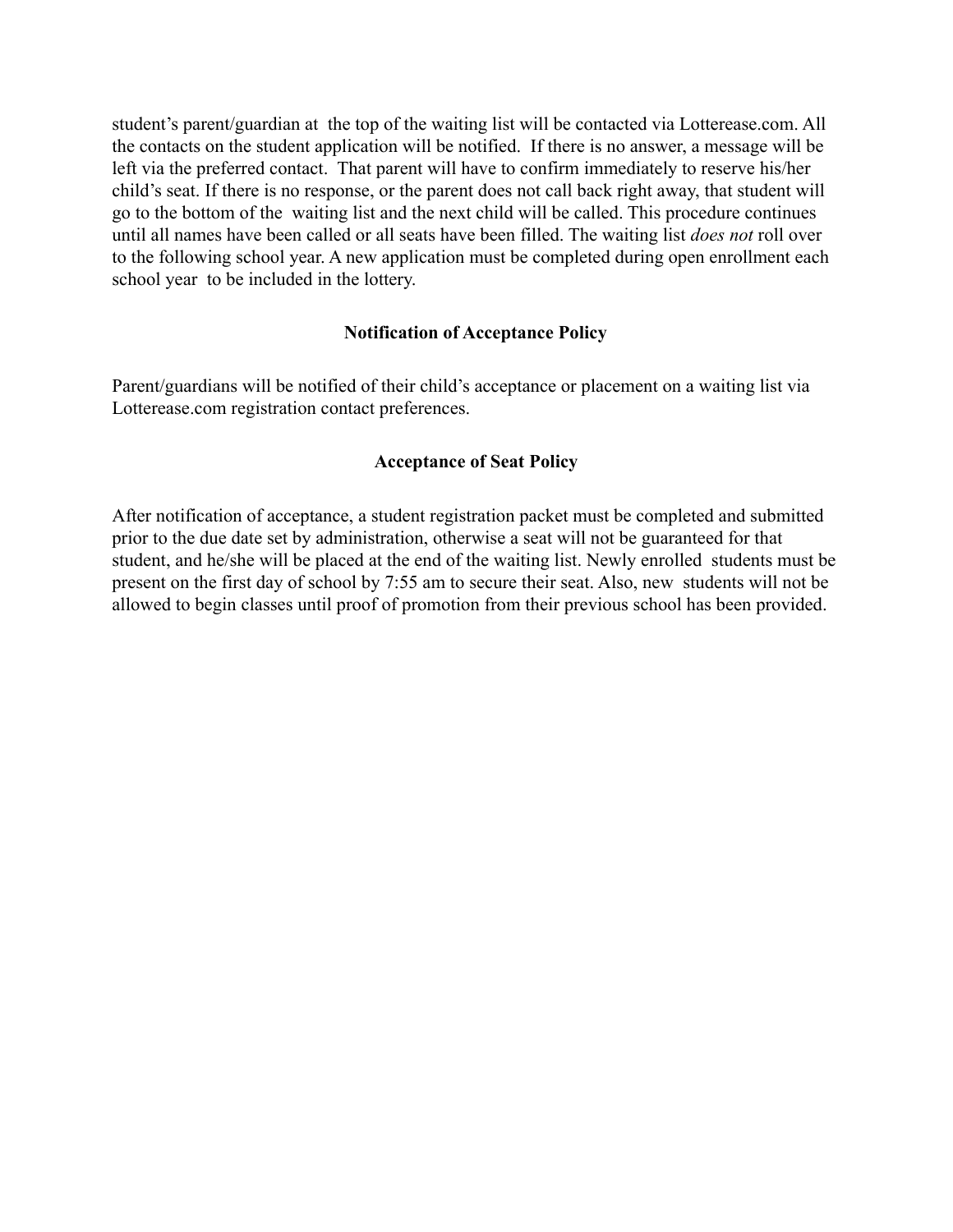student's parent/guardian at the top of the waiting list will be contacted via Lotterease.com. All the contacts on the student application will be notified. If there is no answer, a message will be left via the preferred contact. That parent will have to confirm immediately to reserve his/her child's seat. If there is no response, or the parent does not call back right away, that student will go to the bottom of the waiting list and the next child will be called. This procedure continues until all names have been called or all seats have been filled. The waiting list *does not* roll over to the following school year. A new application must be completed during open enrollment each school year to be included in the lottery.

## Notification of Acceptance Policy

Parent/guardians will be notified of their child's acceptance or placement on a waiting list via Lotterease.com registration contact preferences.

## Acceptance of Seat Policy

After notification of acceptance, a student registration packet must be completed and submitted prior to the due date set by administration, otherwise a seat will not be guaranteed for that student, and he/she will be placed at the end of the waiting list. Newly enrolled students must be present on the first day of school by 7:55 am to secure their seat. Also, new students will not be allowed to begin classes until proof of promotion from their previous school has been provided.